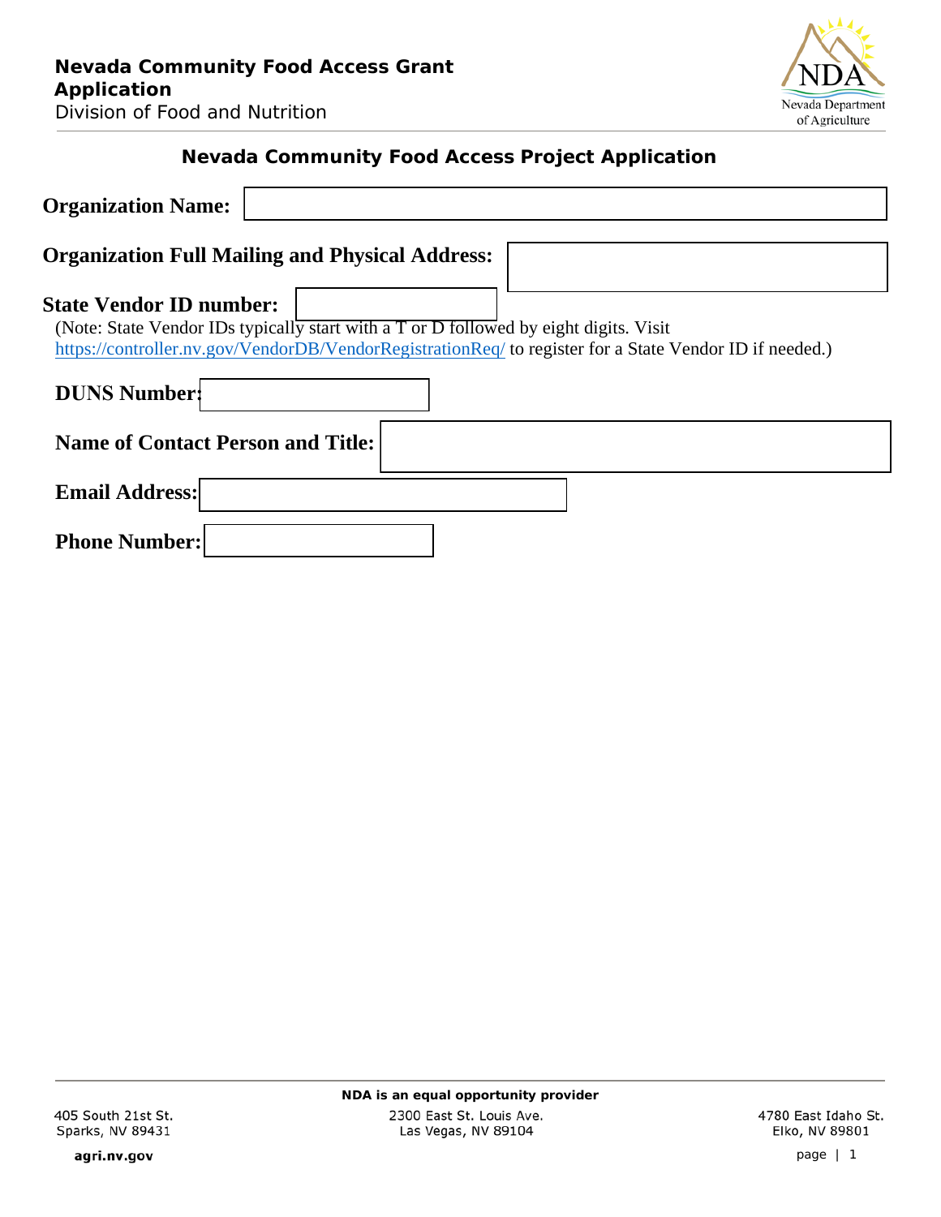# Nevada Community Food Access Grant Application

Division of Food and Nutrition

## Nevada Community Food Access Project Application

**Organization Name:**

**Organization Full Mailing and Physical Address:**

**State Vendor ID number:**

(Note: State Vendor IDs typically start with a T or D followed by eight digits. Visit https://controller.nv.gov/VendorDB/VendorRegistrationReq/ to register for a State Vendor ID if needed.)

**DUNS Number:**

**Name of Contact Person and Title:**

**Email Address:**

**Phone Number:**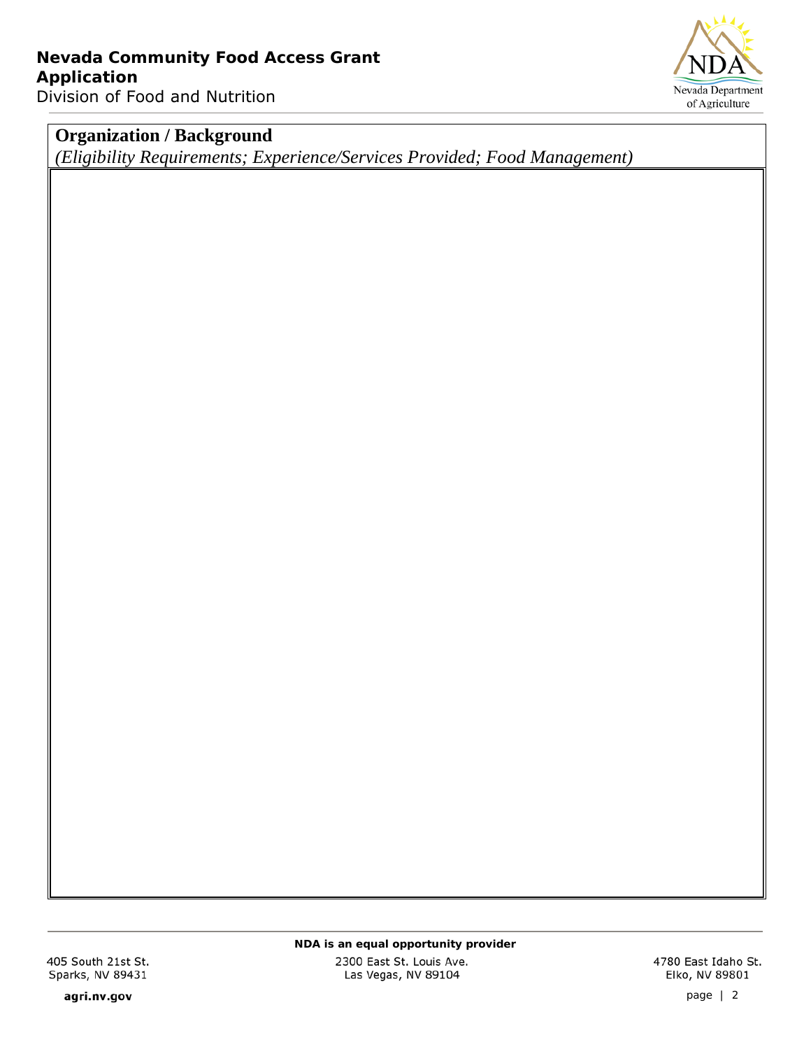## Organization / Background

*(Eligibility Requirements; Experience/Services Provided; Food Management)*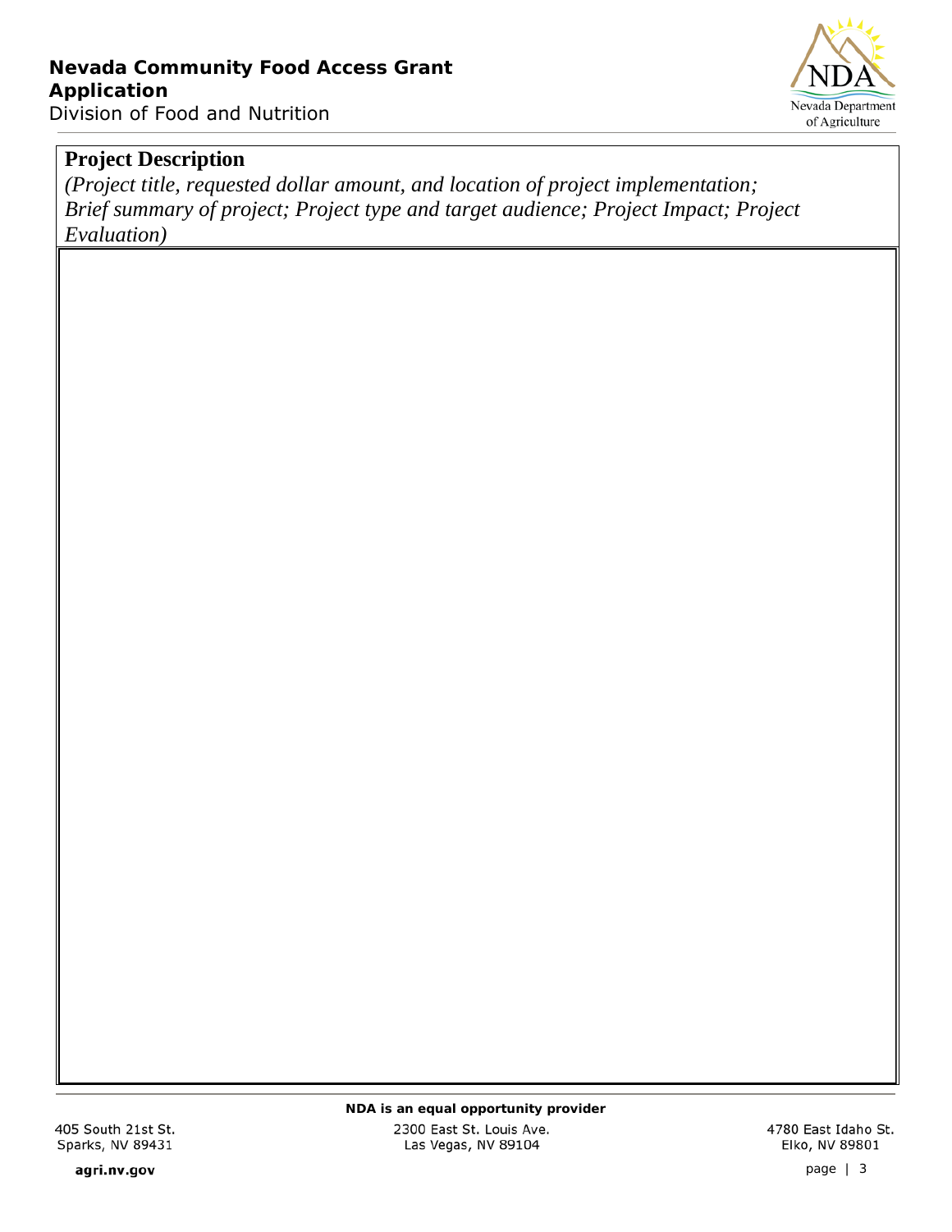## Project Description

*(Project title, requested dollar amount, and location of project implementation; Brief summary of project; Project type and target audience; Project Impact; Project Evaluation)*

| |
|---|
| |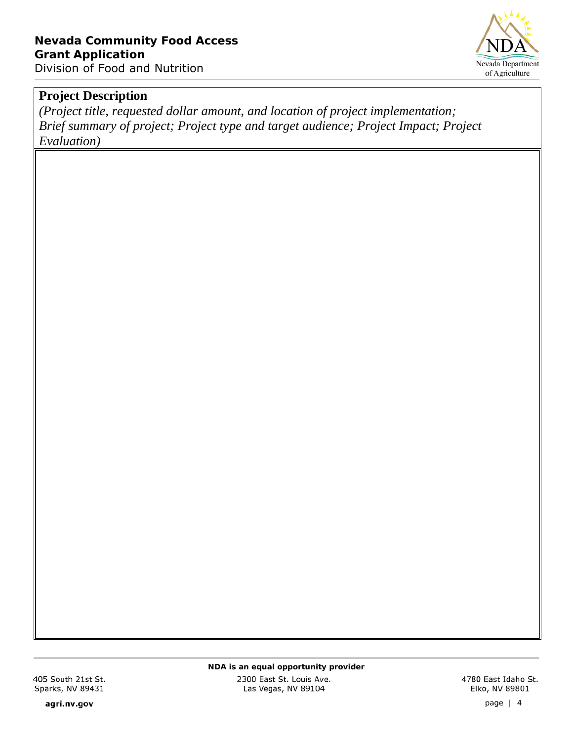## Project Description

*(Project title, requested dollar amount, and location of project implementation; Brief summary of project; Project type and target audience; Project Impact; Project Evaluation)*

| |
|---|
| |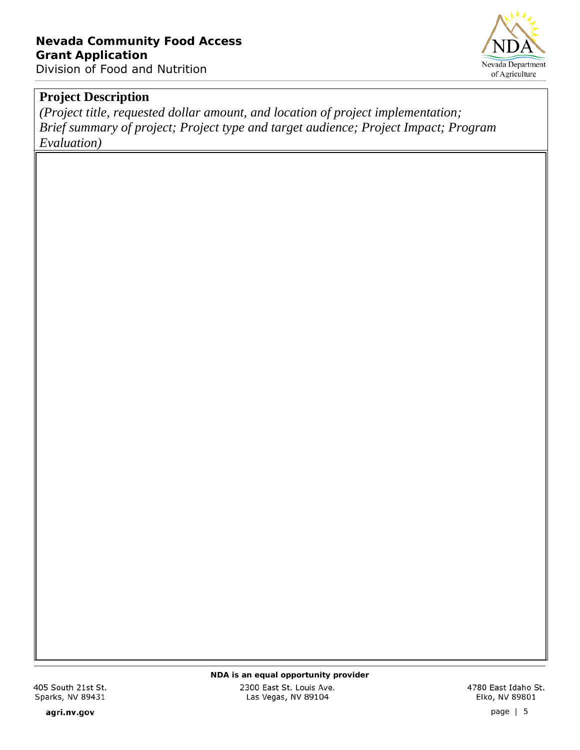## Project Description

*(Project title, requested dollar amount, and location of project implementation; Brief summary of project; Project type and target audience; Project Impact; Program Evaluation)*

| |
|---|
| |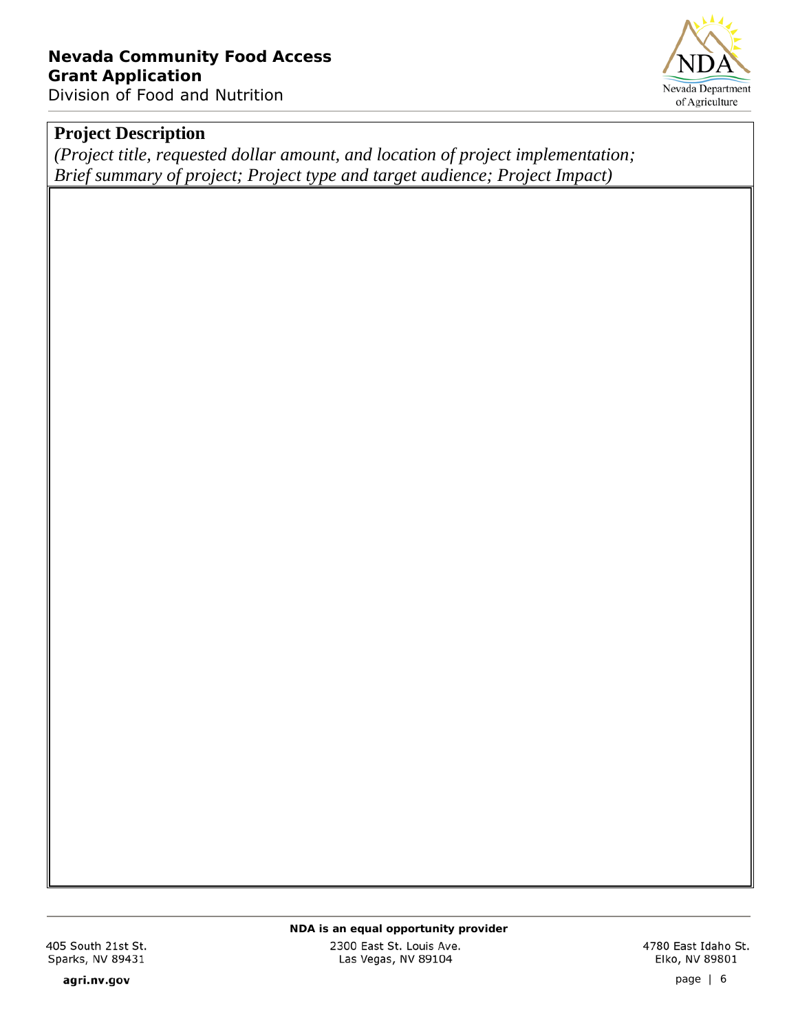**Project Description**

*(Project title, requested dollar amount, and location of project implementation; Brief summary of project; Project type and target audience; Project Impact)*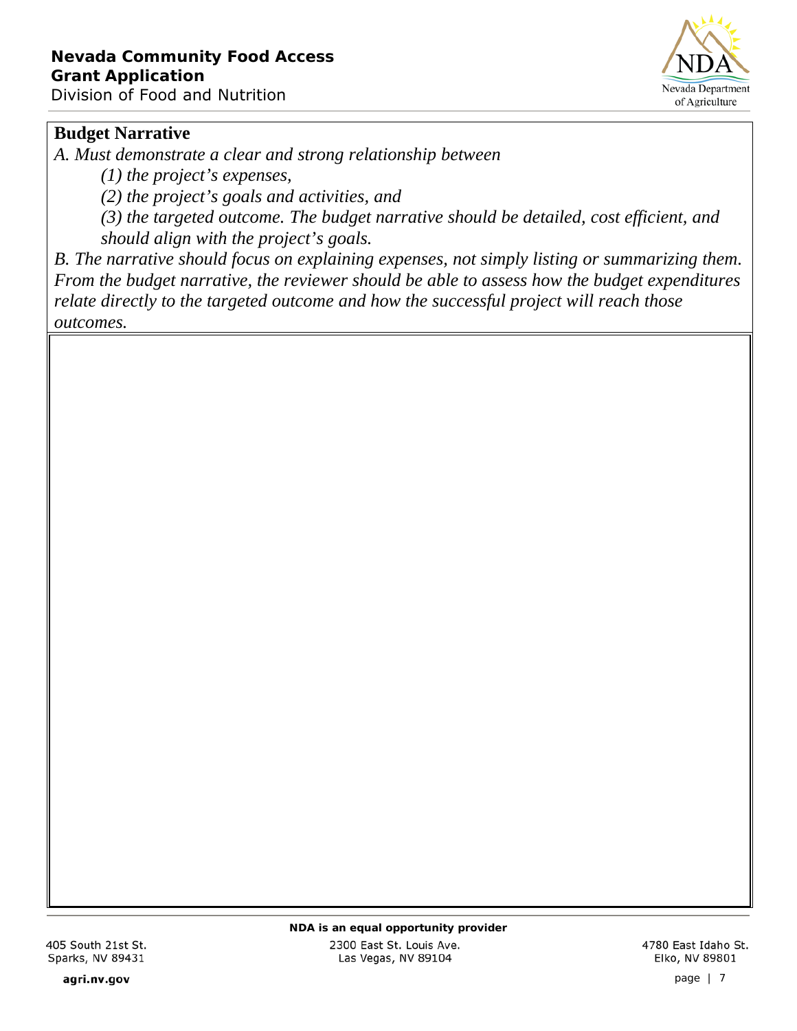## Budget Narrative

*A. Must demonstrate a clear and strong relationship between*

*(1) the project's expenses,*

*(2) the project's goals and activities, and*

*(3) the targeted outcome. The budget narrative should be detailed, cost efficient, and should align with the project's goals.*

*B. The narrative should focus on explaining expenses, not simply listing or summarizing them. From the budget narrative, the reviewer should be able to assess how the budget expenditures relate directly to the targeted outcome and how the successful project will reach those outcomes.*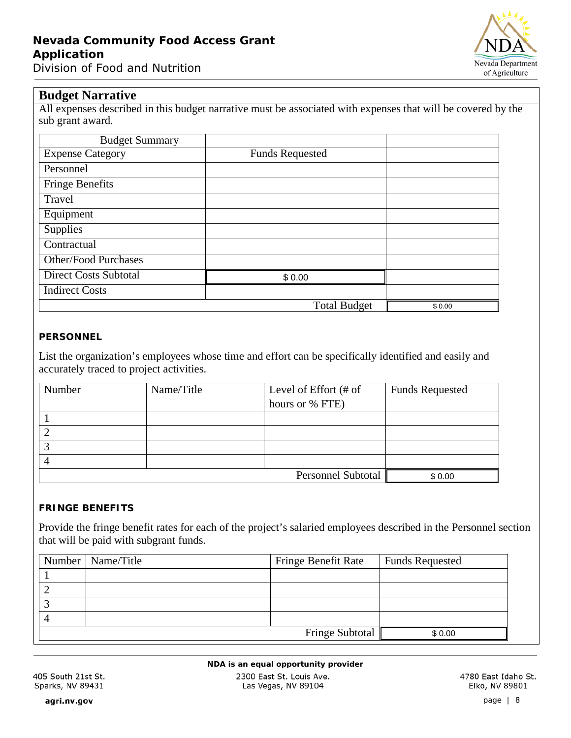## Budget Narrative

All expenses described in this budget narrative must be associated with expenses that will be covered by the sub grant award.

| Budget Summary | | |
|---|---|---|
| Expense Category | Funds Requested | |
| Personnel | | |
| Fringe Benefits | | |
| Travel | | |
| Equipment | | |
| Supplies | | |
| Contractual | | |
| Other/Food Purchases | | |
| Direct Costs Subtotal | $ 0.00 | |
| Indirect Costs | | |
| | Total Budget | $ 0.00 |

### PERSONNEL

List the organization's employees whose time and effort can be specifically identified and easily and accurately traced to project activities.

| Number | Name/Title | Level of Effort (# of hours or % FTE) | Funds Requested |
|---|---|---|---|
| 1 | | | |
| 2 | | | |
| 3 | | | |
| 4 | | | |
| | | Personnel Subtotal | $ 0.00 |

### FRINGE BENEFITS

Provide the fringe benefit rates for each of the project's salaried employees described in the Personnel section that will be paid with subgrant funds.

| Number | Name/Title | Fringe Benefit Rate | Funds Requested |
|---|---|---|---|
| 1 | | | |
| 2 | | | |
| 3 | | | |
| 4 | | | |
| | | Fringe Subtotal | $ 0.00 |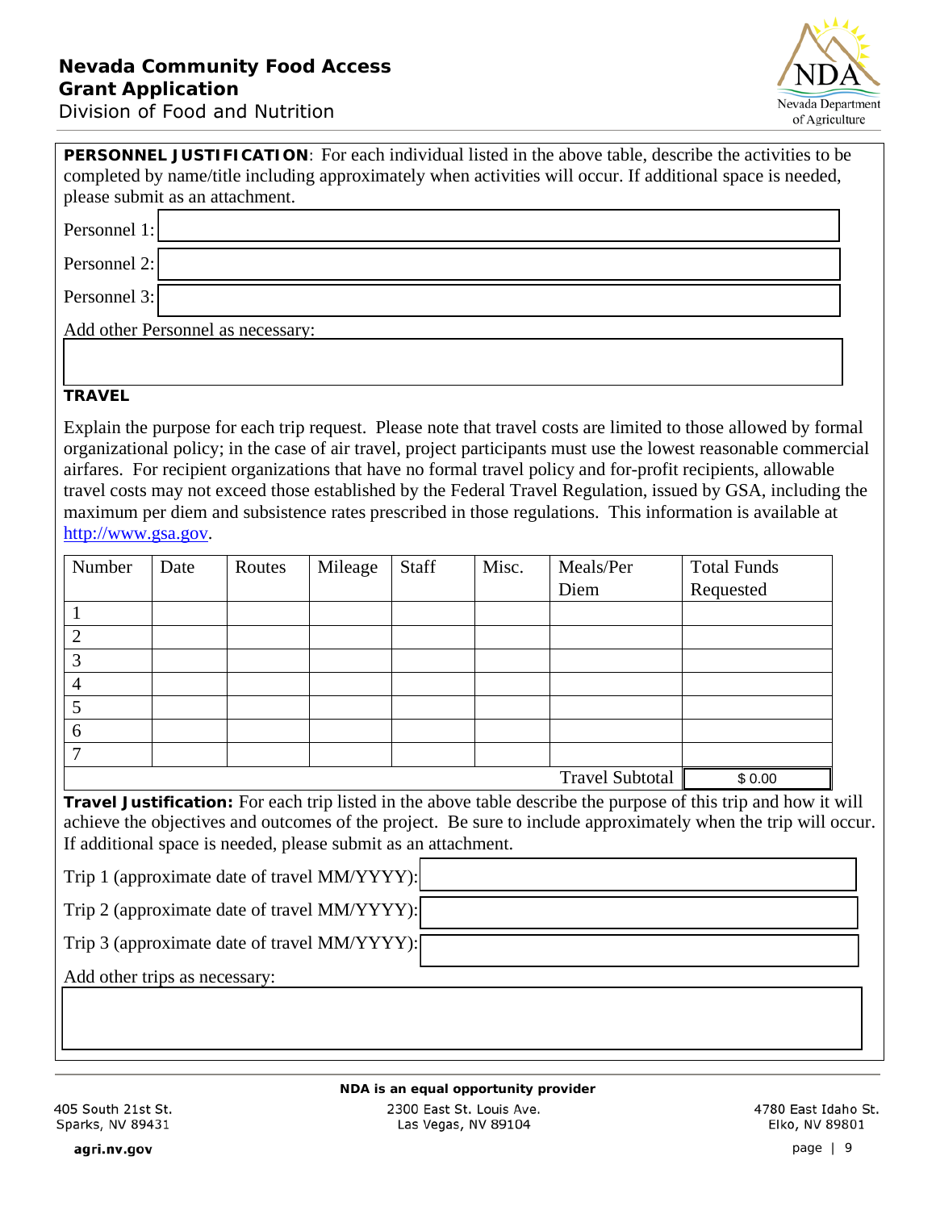**PERSONNEL JUSTIFICATION**: For each individual listed in the above table, describe the activities to be completed by name/title including approximately when activities will occur. If additional space is needed, please submit as an attachment.

Personnel 1:

Personnel 2:

Personnel 3:

Add other Personnel as necessary:

**TRAVEL**

Explain the purpose for each trip request. Please note that travel costs are limited to those allowed by formal organizational policy; in the case of air travel, project participants must use the lowest reasonable commercial airfares. For recipient organizations that have no formal travel policy and for-profit recipients, allowable travel costs may not exceed those established by the Federal Travel Regulation, issued by GSA, including the maximum per diem and subsistence rates prescribed in those regulations. This information is available at http://www.gsa.gov.

| Number | Date | Routes | Mileage | Staff | Misc. | Meals/Per Diem | Total Funds Requested |
|---|---|---|---|---|---|---|---|
| 1 | | | | | | | |
| 2 | | | | | | | |
| 3 | | | | | | | |
| 4 | | | | | | | |
| 5 | | | | | | | |
| 6 | | | | | | | |
| 7 | | | | | | | |
| | | | | | | Travel Subtotal | $ 0.00 |

**Travel Justification:** For each trip listed in the above table describe the purpose of this trip and how it will achieve the objectives and outcomes of the project. Be sure to include approximately when the trip will occur. If additional space is needed, please submit as an attachment.

Trip 1 (approximate date of travel MM/YYYY):

Trip 2 (approximate date of travel MM/YYYY):

Trip 3 (approximate date of travel MM/YYYY):

Add other trips as necessary: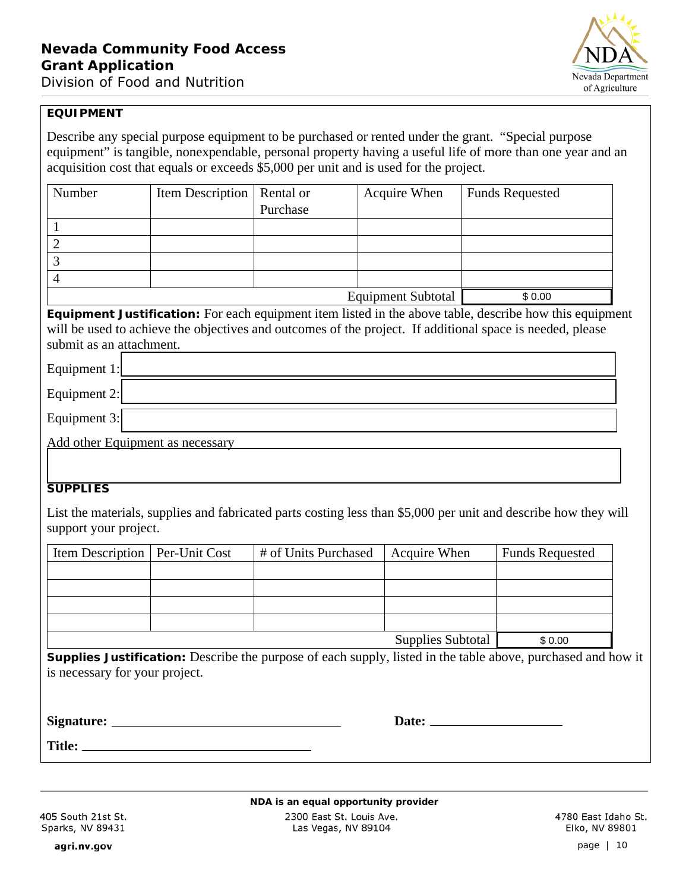## EQUIPMENT

Describe any special purpose equipment to be purchased or rented under the grant. "Special purpose equipment" is tangible, nonexpendable, personal property having a useful life of more than one year and an acquisition cost that equals or exceeds $5,000 per unit and is used for the project.

| Number | Item Description | Rental or Purchase | Acquire When | Funds Requested |
|---|---|---|---|---|
| 1 | | | | |
| 2 | | | | |
| 3 | | | | |
| 4 | | | | |
| | | | Equipment Subtotal | $ 0.00 |

**Equipment Justification:** For each equipment item listed in the above table, describe how this equipment will be used to achieve the objectives and outcomes of the project. If additional space is needed, please submit as an attachment.

Equipment 1:

Equipment 2:

Equipment 3:

Add other Equipment as necessary

## SUPPLIES

List the materials, supplies and fabricated parts costing less than $5,000 per unit and describe how they will support your project.

| Item Description | Per-Unit Cost | # of Units Purchased | Acquire When | Funds Requested |
|---|---|---|---|---|
| | | | | |
| | | | | |
| | | | | |
| | | | | |
| | | | Supplies Subtotal | $ 0.00 |

**Supplies Justification:** Describe the purpose of each supply, listed in the table above, purchased and how it is necessary for your project.

**Signature:** ______________________________ **Date:** ____________________

**Title:** ______________________________

**NDA is an equal opportunity provider**

405 South 21st St.
Sparks, NV 89431

2300 East St. Louis Ave.
Las Vegas, NV 89104

4780 East Idaho St.
Elko, NV 89801

agri.nv.gov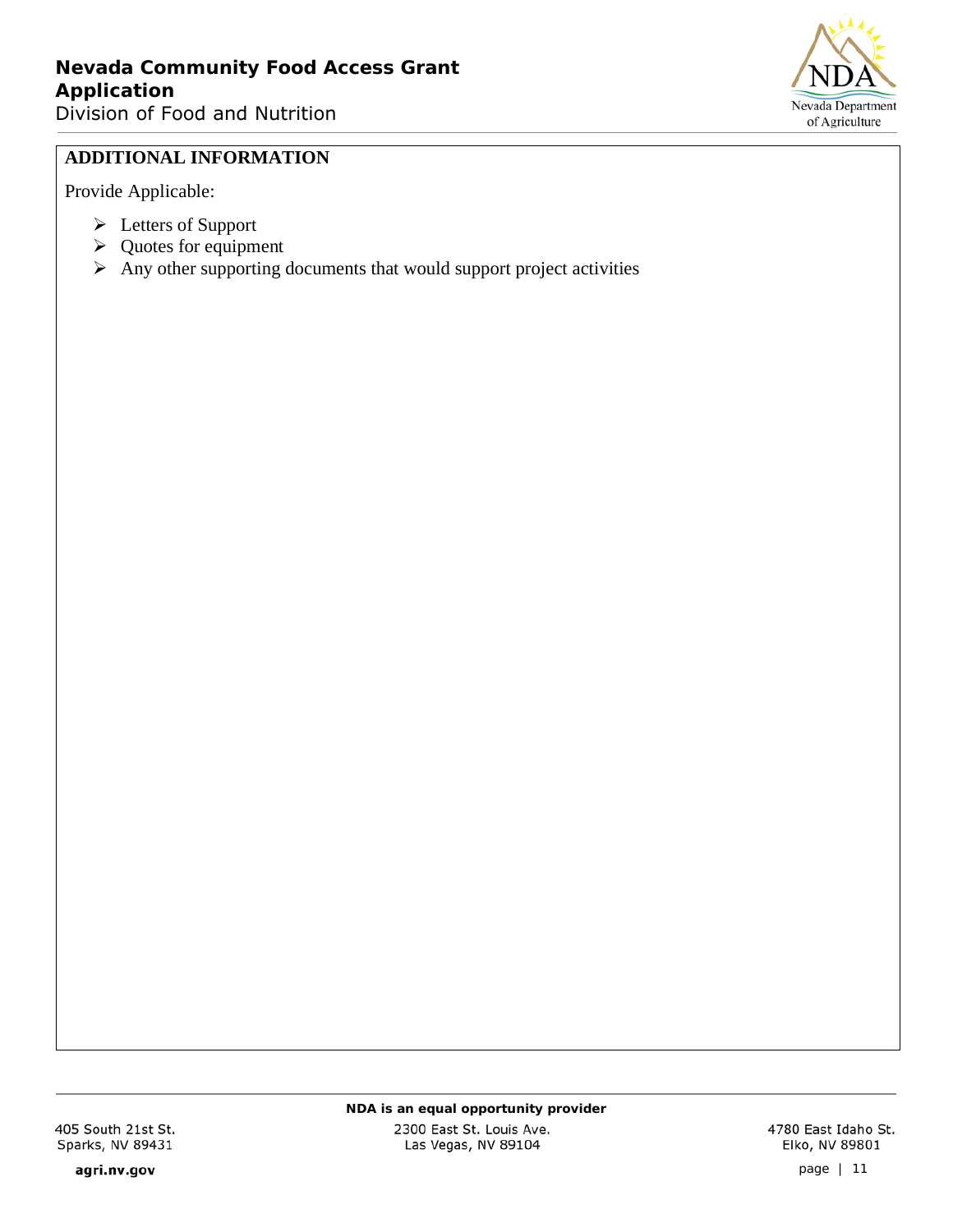## ADDITIONAL INFORMATION

Provide Applicable:

- Letters of Support
- Quotes for equipment
- Any other supporting documents that would support project activities